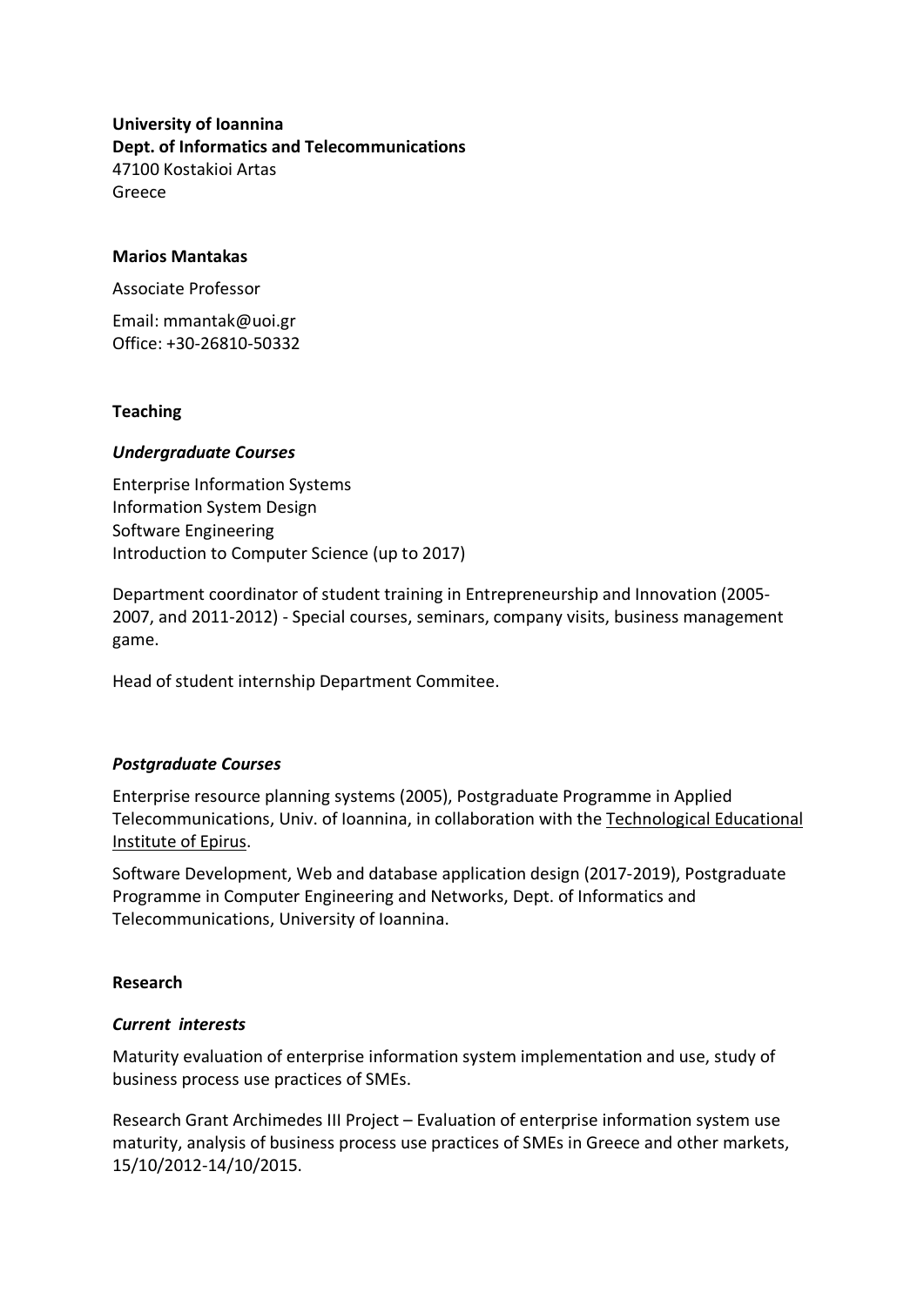**University of Ioannina**
**Dept. of Informatics and Telecommunications**
47100 Kostakioi Artas
Greece

**Marios Mantakas**

Associate Professor

Email: mmantak@uoi.gr
Office: +30-26810-50332

## Teaching

### *Undergraduate Courses*

Enterprise Information Systems
Information System Design
Software Engineering
Introduction to Computer Science (up to 2017)

Department coordinator of student training in Entrepreneurship and Innovation (2005-2007, and 2011-2012) - Special courses, seminars, company visits, business management game.

Head of student internship Department Commitee.

### *Postgraduate Courses*

Enterprise resource planning systems (2005), Postgraduate Programme in Applied Telecommunications, Univ. of Ioannina, in collaboration with the Technological Educational Institute of Epirus.

Software Development, Web and database application design (2017-2019), Postgraduate Programme in Computer Engineering and Networks, Dept. of Informatics and Telecommunications, University of Ioannina.

## Research

### *Current interests*

Maturity evaluation of enterprise information system implementation and use, study of business process use practices of SMEs.

Research Grant Archimedes III Project – Evaluation of enterprise information system use maturity, analysis of business process use practices of SMEs in Greece and other markets, 15/10/2012-14/10/2015.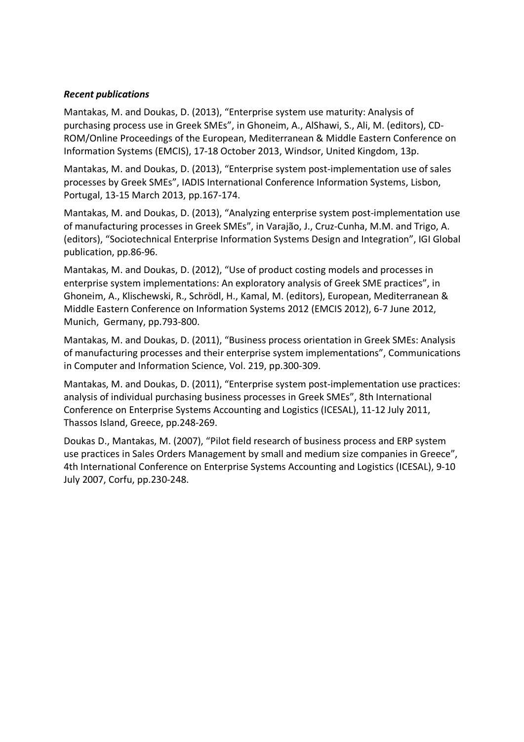***Recent publications***

Mantakas, M. and Doukas, D. (2013), "Enterprise system use maturity: Analysis of purchasing process use in Greek SMEs", in Ghoneim, A., AlShawi, S., Ali, M. (editors), CD-ROM/Online Proceedings of the European, Mediterranean & Middle Eastern Conference on Information Systems (EMCIS), 17-18 October 2013, Windsor, United Kingdom, 13p.

Mantakas, M. and Doukas, D. (2013), "Enterprise system post-implementation use of sales processes by Greek SMEs", IADIS International Conference Information Systems, Lisbon, Portugal, 13-15 March 2013, pp.167-174.

Mantakas, M. and Doukas, D. (2013), "Analyzing enterprise system post-implementation use of manufacturing processes in Greek SMEs", in Varajão, J., Cruz-Cunha, M.M. and Trigo, A. (editors), "Sociotechnical Enterprise Information Systems Design and Integration", IGI Global publication, pp.86-96.

Mantakas, M. and Doukas, D. (2012), "Use of product costing models and processes in enterprise system implementations: An exploratory analysis of Greek SME practices", in Ghoneim, A., Klischewski, R., Schrödl, H., Kamal, M. (editors), European, Mediterranean & Middle Eastern Conference on Information Systems 2012 (EMCIS 2012), 6-7 June 2012, Munich, Germany, pp.793-800.

Mantakas, M. and Doukas, D. (2011), "Business process orientation in Greek SMEs: Analysis of manufacturing processes and their enterprise system implementations", Communications in Computer and Information Science, Vol. 219, pp.300-309.

Mantakas, M. and Doukas, D. (2011), "Enterprise system post-implementation use practices: analysis of individual purchasing business processes in Greek SMEs", 8th International Conference on Enterprise Systems Accounting and Logistics (ICESAL), 11-12 July 2011, Thassos Island, Greece, pp.248-269.

Doukas D., Mantakas, M. (2007), "Pilot field research of business process and ERP system use practices in Sales Orders Management by small and medium size companies in Greece", 4th International Conference on Enterprise Systems Accounting and Logistics (ICESAL), 9-10 July 2007, Corfu, pp.230-248.